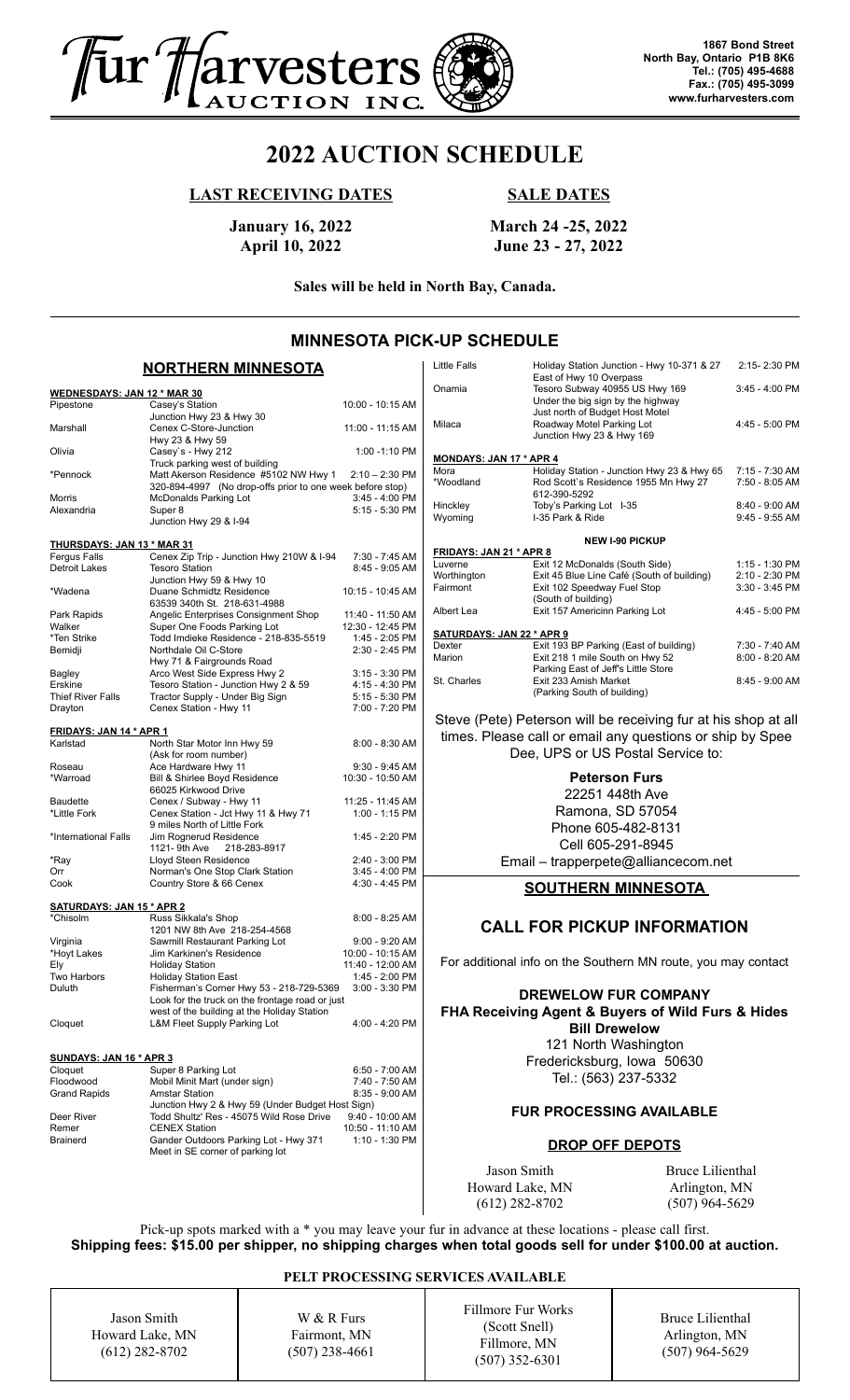# Fur Harvesters AUCTION INC.

**1867 Bond Street**
**North Bay, Ontario P1B 8K6**
**Tel.: (705) 495-4688**
**Fax.: (705) 495-3099**
**www.furharvesters.com**

# 2022 AUCTION SCHEDULE

| **LAST RECEIVING DATES** | **SALE DATES** |
|---|---|
| **January 16, 2022** | **March 24 -25, 2022** |
| **April 10, 2022** | **June 23 - 27, 2022** |

**Sales will be held in North Bay, Canada.**

## MINNESOTA PICK-UP SCHEDULE

### NORTHERN MINNESOTA

**WEDNESDAYS: JAN 12 * MAR 30**

| Location | Site | Time |
|---|---|---|
| Pipestone | Casey's Station<br>Junction Hwy 23 & Hwy 30 | 10:00 - 10:15 AM |
| Marshall | Cenex C-Store-Junction<br>Hwy 23 & Hwy 59 | 11:00 - 11:15 AM |
| Olivia | Casey`s - Hwy 212<br>Truck parking west of building | 1:00 -1:10 PM |
| *Pennock | Matt Akerson Residence #5102 NW Hwy 1<br>320-894-4997 (No drop-offs prior to one week before stop) | 2:10 – 2:30 PM |
| Morris | McDonalds Parking Lot | 3:45 - 4:00 PM |
| Alexandria | Super 8<br>Junction Hwy 29 & I-94 | 5:15 - 5:30 PM |

**THURSDAYS: JAN 13 * MAR 31**

| Location | Site | Time |
|---|---|---|
| Fergus Falls | Cenex Zip Trip - Junction Hwy 210W & I-94 | 7:30 - 7:45 AM |
| Detroit Lakes | Tesoro Station<br>Junction Hwy 59 & Hwy 10 | 8:45 - 9:05 AM |
| *Wadena | Duane Schmidtz Residence<br>63539 340th St. 218-631-4988 | 10:15 - 10:45 AM |
| Park Rapids | Angelic Enterprises Consignment Shop | 11:40 - 11:50 AM |
| Walker | Super One Foods Parking Lot | 12:30 - 12:45 PM |
| *Ten Strike | Todd Imdieke Residence - 218-835-5519 | 1:45 - 2:05 PM |
| Bemidji | Northdale Oil C-Store<br>Hwy 71 & Fairgrounds Road | 2:30 - 2:45 PM |
| Bagley | Arco West Side Express Hwy 2 | 3:15 - 3:30 PM |
| Erskine | Tesoro Station - Junction Hwy 2 & 59 | 4:15 - 4:30 PM |
| Thief River Falls | Tractor Supply - Under Big Sign | 5:15 - 5:30 PM |
| Drayton | Cenex Station - Hwy 11 | 7:00 - 7:20 PM |

**FRIDAYS: JAN 14 * APR 1**

| Location | Site | Time |
|---|---|---|
| Karlstad | North Star Motor Inn Hwy 59<br>(Ask for room number) | 8:00 - 8:30 AM |
| Roseau | Ace Hardware Hwy 11 | 9:30 - 9:45 AM |
| *Warroad | Bill & Shirlee Boyd Residence<br>66025 Kirkwood Drive | 10:30 - 10:50 AM |
| Baudette | Cenex / Subway - Hwy 11 | 11:25 - 11:45 AM |
| *Little Fork | Cenex Station - Jct Hwy 11 & Hwy 71<br>9 miles North of Little Fork | 1:00 - 1:15 PM |
| *International Falls | Jim Rognerud Residence<br>1121- 9th Ave 218-283-8917 | 1:45 - 2:20 PM |
| *Ray | Lloyd Steen Residence | 2:40 - 3:00 PM |
| Orr | Norman's One Stop Clark Station | 3:45 - 4:00 PM |
| Cook | Country Store & 66 Cenex | 4:30 - 4:45 PM |

**SATURDAYS: JAN 15 * APR 2**

| Location | Site | Time |
|---|---|---|
| *Chisolm | Russ Sikkala's Shop<br>1201 NW 8th Ave 218-254-4568 | 8:00 - 8:25 AM |
| Virginia | Sawmill Restaurant Parking Lot | 9:00 - 9:20 AM |
| *Hoyt Lakes | Jim Karkinen's Residence | 10:00 - 10:15 AM |
| Ely | Holiday Station | 11:40 - 12:00 AM |
| Two Harbors | Holiday Station East | 1:45 - 2:00 PM |
| Duluth | Fisherman's Corner Hwy 53 - 218-729-5369<br>Look for the truck on the frontage road or just west of the building at the Holiday Station | 3:00 - 3:30 PM |
| Cloquet | L&M Fleet Supply Parking Lot | 4:00 - 4:20 PM |

**SUNDAYS: JAN 16 * APR 3**

| Location | Site | Time |
|---|---|---|
| Cloquet | Super 8 Parking Lot | 6:50 - 7:00 AM |
| Floodwood | Mobil Minit Mart (under sign) | 7:40 - 7:50 AM |
| Grand Rapids | Amstar Station<br>Junction Hwy 2 & Hwy 59 (Under Budget Host Sign) | 8:35 - 9:00 AM |
| Deer River | Todd Shultz' Res - 45075 Wild Rose Drive | 9:40 - 10:00 AM |
| Remer | CENEX Station | 10:50 - 11:10 AM |
| Brainerd | Gander Outdoors Parking Lot - Hwy 371<br>Meet in SE corner of parking lot | 1:10 - 1:30 PM |
| Little Falls | Holiday Station Junction - Hwy 10-371 & 27<br>East of Hwy 10 Overpass | 2:15- 2:30 PM |
| Onamia | Tesoro Subway 40955 US Hwy 169<br>Under the big sign by the highway<br>Just north of Budget Host Motel | 3:45 - 4:00 PM |
| Milaca | Roadway Motel Parking Lot<br>Junction Hwy 23 & Hwy 169 | 4:45 - 5:00 PM |

**MONDAYS: JAN 17 * APR 4**

| Location | Site | Time |
|---|---|---|
| Mora | Holiday Station - Junction Hwy 23 & Hwy 65 | 7:15 - 7:30 AM |
| *Woodland | Rod Scott`s Residence 1955 Mn Hwy 27<br>612-390-5292 | 7:50 - 8:05 AM |
| Hinckley | Toby's Parking Lot I-35 | 8:40 - 9:00 AM |
| Wyoming | I-35 Park & Ride | 9:45 - 9:55 AM |

**NEW I-90 PICKUP**

**FRIDAYS: JAN 21 * APR 8**

| Location | Site | Time |
|---|---|---|
| Luverne | Exit 12 McDonalds (South Side) | 1:15 - 1:30 PM |
| Worthington | Exit 45 Blue Line Café (South of building) | 2:10 - 2:30 PM |
| Fairmont | Exit 102 Speedway Fuel Stop<br>(South of building) | 3:30 - 3:45 PM |
| Albert Lea | Exit 157 Americinn Parking Lot | 4:45 - 5:00 PM |

**SATURDAYS: JAN 22 * APR 9**

| Location | Site | Time |
|---|---|---|
| Dexter | Exit 193 BP Parking (East of building) | 7:30 - 7:40 AM |
| Marion | Exit 218 1 mile South on Hwy 52<br>Parking East of Jeff's Little Store | 8:00 - 8:20 AM |
| St. Charles | Exit 233 Amish Market<br>(Parking South of building) | 8:45 - 9:00 AM |

Steve (Pete) Peterson will be receiving fur at his shop at all times. Please call or email any questions or ship by Spee Dee, UPS or US Postal Service to:

**Peterson Furs**
22251 448th Ave
Ramona, SD 57054
Phone 605-482-8131
Cell 605-291-8945
Email – trapperpete@alliancecom.net

### SOUTHERN MINNESOTA

## CALL FOR PICKUP INFORMATION

For additional info on the Southern MN route, you may contact

**DREWELOW FUR COMPANY**
**FHA Receiving Agent & Buyers of Wild Furs & Hides**
Bill Drewelow
121 North Washington
Fredericksburg, Iowa 50630
Tel.: (563) 237-5332

**FUR PROCESSING AVAILABLE**

**DROP OFF DEPOTS**

| Jason Smith | Bruce Lilienthal |
|---|---|
| Howard Lake, MN | Arlington, MN |
| (612) 282-8702 | (507) 964-5629 |

Pick-up spots marked with a * you may leave your fur in advance at these locations - please call first.
**Shipping fees: $15.00 per shipper, no shipping charges when total goods sell for under $100.00 at auction.**

**PELT PROCESSING SERVICES AVAILABLE**

| Jason Smith<br>Howard Lake, MN<br>(612) 282-8702 | W & R Furs<br>Fairmont, MN<br>(507) 238-4661 | Fillmore Fur Works<br>(Scott Snell)<br>Fillmore, MN<br>(507) 352-6301 | Bruce Lilienthal<br>Arlington, MN<br>(507) 964-5629 |
|---|---|---|---|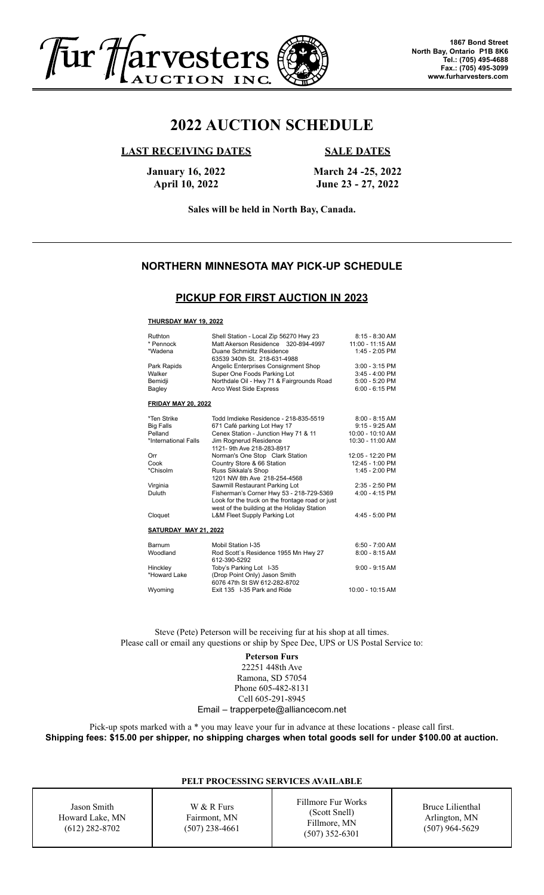# Fur Harvesters AUCTION INC.

**1867 Bond Street**
**North Bay, Ontario P1B 8K6**
**Tel.: (705) 495-4688**
**Fax.: (705) 495-3099**
**www.furharvesters.com**

# 2022 AUCTION SCHEDULE

| **LAST RECEIVING DATES** | **SALE DATES** |
|---|---|
| **January 16, 2022** | **March 24 -25, 2022** |
| **April 10, 2022** | **June 23 - 27, 2022** |

**Sales will be held in North Bay, Canada.**

## NORTHERN MINNESOTA MAY PICK-UP SCHEDULE

### PICKUP FOR FIRST AUCTION IN 2023

**THURSDAY MAY 19, 2022**

| | | |
|---|---|---|
| Ruthton | Shell Station - Local Zip 56270 Hwy 23 | 8:15 - 8:30 AM |
| * Pennock | Matt Akerson Residence 320-894-4997 | 11:00 - 11:15 AM |
| *Wadena | Duane Schmidtz Residence 63539 340th St. 218-631-4988 | 1:45 - 2:05 PM |
| Park Rapids | Angelic Enterprises Consignment Shop | 3:00 - 3:15 PM |
| Walker | Super One Foods Parking Lot | 3:45 - 4:00 PM |
| Bemidji | Northdale Oil - Hwy 71 & Fairgrounds Road | 5:00 - 5:20 PM |
| Bagley | Arco West Side Express | 6:00 - 6:15 PM |

**FRIDAY MAY 20, 2022**

| | | |
|---|---|---|
| *Ten Strike | Todd Imdieke Residence - 218-835-5519 | 8:00 - 8:15 AM |
| Big Falls | 671 Café parking Lot Hwy 17 | 9:15 - 9:25 AM |
| Pelland | Cenex Station - Junction Hwy 71 & 11 | 10:00 - 10:10 AM |
| *International Falls | Jim Rognerud Residence 1121- 9th Ave 218-283-8917 | 10:30 - 11:00 AM |
| Orr | Norman's One Stop Clark Station | 12:05 - 12:20 PM |
| Cook | Country Store & 66 Station | 12:45 - 1:00 PM |
| *Chisolm | Russ Sikkala's Shop 1201 NW 8th Ave 218-254-4568 | 1:45 - 2:00 PM |
| Virginia | Sawmill Restaurant Parking Lot | 2:35 - 2:50 PM |
| Duluth | Fisherman's Corner Hwy 53 - 218-729-5369 Look for the truck on the frontage road or just west of the building at the Holiday Station | 4:00 - 4:15 PM |
| Cloquet | L&M Fleet Supply Parking Lot | 4:45 - 5:00 PM |

**SATURDAY MAY 21, 2022**

| | | |
|---|---|---|
| Barnum | Mobil Station I-35 | 6:50 - 7:00 AM |
| Woodland | Rod Scott's Residence 1955 Mn Hwy 27 612-390-5292 | 8:00 - 8:15 AM |
| Hinckley | Toby's Parking Lot I-35 | 9:00 - 9:15 AM |
| *Howard Lake | (Drop Point Only) Jason Smith 6076 47th St SW 612-282-8702 | |
| Wyoming | Exit 135 I-35 Park and Ride | 10:00 - 10:15 AM |

Steve (Pete) Peterson will be receiving fur at his shop at all times.
Please call or email any questions or ship by Spee Dee, UPS or US Postal Service to:

**Peterson Furs**
22251 448th Ave
Ramona, SD 57054
Phone 605-482-8131
Cell 605-291-8945
Email – trapperpete@alliancecom.net

Pick-up spots marked with a * you may leave your fur in advance at these locations - please call first.
**Shipping fees: $15.00 per shipper, no shipping charges when total goods sell for under $100.00 at auction.**

**PELT PROCESSING SERVICES AVAILABLE**

| | | | |
|---|---|---|---|
| Jason Smith<br>Howard Lake, MN<br>(612) 282-8702 | W & R Furs<br>Fairmont, MN<br>(507) 238-4661 | Fillmore Fur Works<br>(Scott Snell)<br>Fillmore, MN<br>(507) 352-6301 | Bruce Lilienthal<br>Arlington, MN<br>(507) 964-5629 |